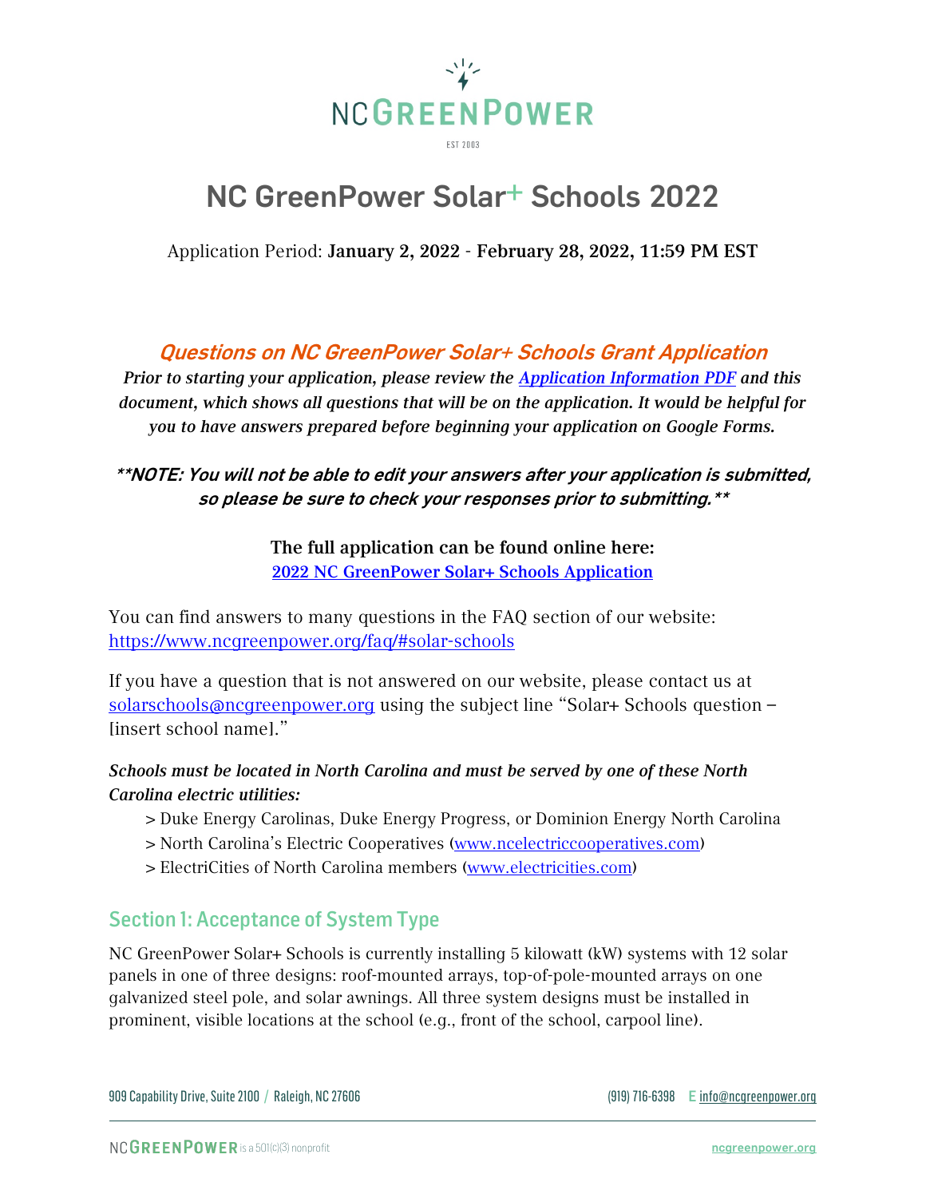# NC GreenPower Solar+ Schools 2022

Application Period: **January 2, 2022 - February 28, 2022, 11:59 PM EST**

## *Questions on NC GreenPower Solar+ Schools Grant Application*

***Prior to starting your application, please review the [Application Information PDF]() and this document, which shows all questions that will be on the application. It would be helpful for you to have answers prepared before beginning your application on Google Forms.***

***\*\*NOTE: You will not be able to edit your answers after your application is submitted, so please be sure to check your responses prior to submitting.\*\****

**The full application can be found online here:**
**[2022 NC GreenPower Solar+ Schools Application]()**

You can find answers to many questions in the FAQ section of our website: https://www.ncgreenpower.org/faq/#solar-schools

If you have a question that is not answered on our website, please contact us at solarschools@ncgreenpower.org using the subject line "Solar+ Schools question – [insert school name]."

***Schools must be located in North Carolina and must be served by one of these North Carolina electric utilities:***

> Duke Energy Carolinas, Duke Energy Progress, or Dominion Energy North Carolina
> North Carolina's Electric Cooperatives (www.ncelectriccooperatives.com)
> ElectriCities of North Carolina members (www.electricities.com)

## Section 1: Acceptance of System Type

NC GreenPower Solar+ Schools is currently installing 5 kilowatt (kW) systems with 12 solar panels in one of three designs: roof-mounted arrays, top-of-pole-mounted arrays on one galvanized steel pole, and solar awnings. All three system designs must be installed in prominent, visible locations at the school (e.g., front of the school, carpool line).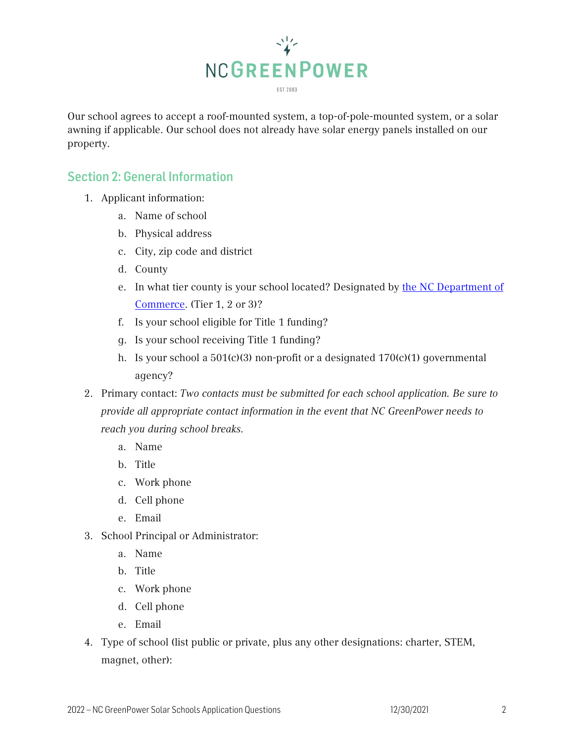Our school agrees to accept a roof-mounted system, a top-of-pole-mounted system, or a solar awning if applicable. Our school does not already have solar energy panels installed on our property.

## Section 2: General Information

1. Applicant information:
    a. Name of school
    b. Physical address
    c. City, zip code and district
    d. County
    e. In what tier county is your school located? Designated by [the NC Department of Commerce](). (Tier 1, 2 or 3)?
    f. Is your school eligible for Title 1 funding?
    g. Is your school receiving Title 1 funding?
    h. Is your school a 501(c)(3) non-profit or a designated 170(c)(1) governmental agency?
2. Primary contact: *Two contacts must be submitted for each school application. Be sure to provide all appropriate contact information in the event that NC GreenPower needs to reach you during school breaks.*
    a. Name
    b. Title
    c. Work phone
    d. Cell phone
    e. Email
3. School Principal or Administrator:
    a. Name
    b. Title
    c. Work phone
    d. Cell phone
    e. Email
4. Type of school (list public or private, plus any other designations: charter, STEM, magnet, other):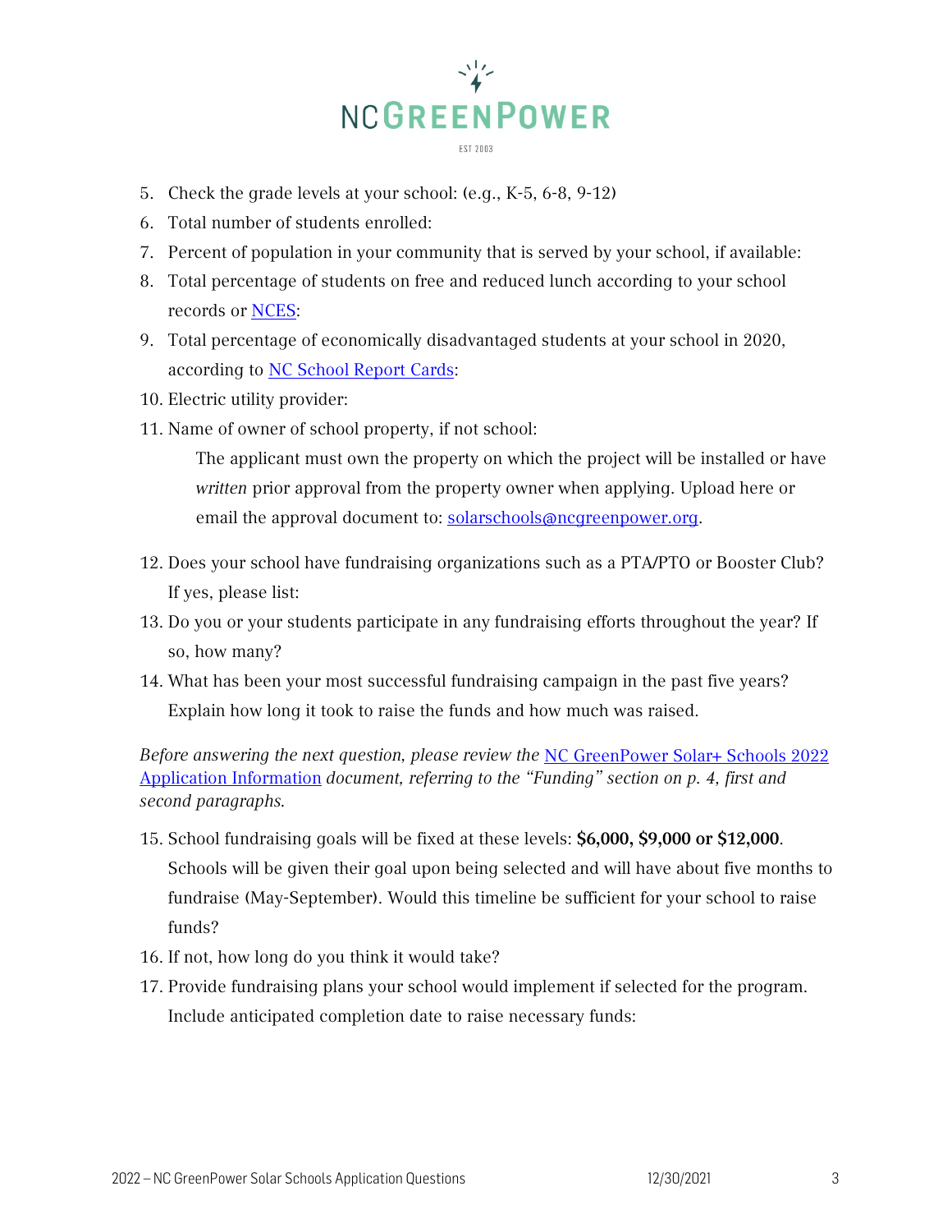5. Check the grade levels at your school: (e.g., K-5, 6-8, 9-12)
6. Total number of students enrolled:
7. Percent of population in your community that is served by your school, if available:
8. Total percentage of students on free and reduced lunch according to your school records or [NCES](#):
9. Total percentage of economically disadvantaged students at your school in 2020, according to [NC School Report Cards](#):
10. Electric utility provider:
11. Name of owner of school property, if not school:

    The applicant must own the property on which the project will be installed or have *written* prior approval from the property owner when applying. Upload here or email the approval document to: [solarschools@ncgreenpower.org](mailto:solarschools@ncgreenpower.org).

12. Does your school have fundraising organizations such as a PTA/PTO or Booster Club? If yes, please list:
13. Do you or your students participate in any fundraising efforts throughout the year? If so, how many?
14. What has been your most successful fundraising campaign in the past five years? Explain how long it took to raise the funds and how much was raised.

*Before answering the next question, please review the [NC GreenPower Solar+ Schools 2022 Application Information](#) document, referring to the "Funding" section on p. 4, first and second paragraphs.*

15. School fundraising goals will be fixed at these levels: **$6,000, $9,000 or $12,000**. Schools will be given their goal upon being selected and will have about five months to fundraise (May-September). Would this timeline be sufficient for your school to raise funds?
16. If not, how long do you think it would take?
17. Provide fundraising plans your school would implement if selected for the program. Include anticipated completion date to raise necessary funds: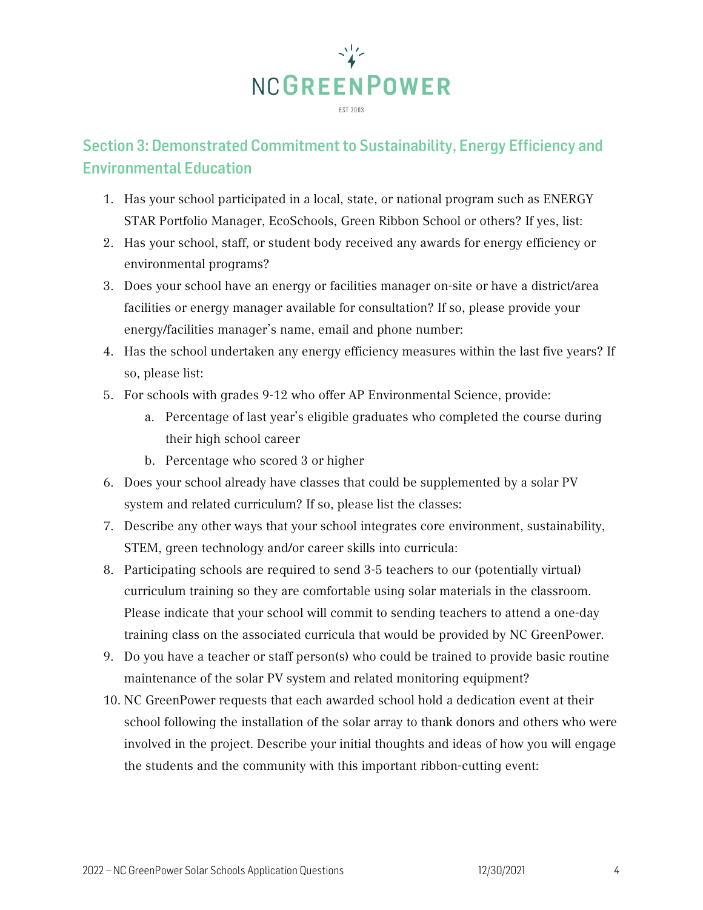## Section 3: Demonstrated Commitment to Sustainability, Energy Efficiency and Environmental Education

1. Has your school participated in a local, state, or national program such as ENERGY STAR Portfolio Manager, EcoSchools, Green Ribbon School or others? If yes, list:
2. Has your school, staff, or student body received any awards for energy efficiency or environmental programs?
3. Does your school have an energy or facilities manager on-site or have a district/area facilities or energy manager available for consultation? If so, please provide your energy/facilities manager's name, email and phone number:
4. Has the school undertaken any energy efficiency measures within the last five years? If so, please list:
5. For schools with grades 9-12 who offer AP Environmental Science, provide:
    a. Percentage of last year's eligible graduates who completed the course during their high school career
    b. Percentage who scored 3 or higher
6. Does your school already have classes that could be supplemented by a solar PV system and related curriculum? If so, please list the classes:
7. Describe any other ways that your school integrates core environment, sustainability, STEM, green technology and/or career skills into curricula:
8. Participating schools are required to send 3-5 teachers to our (potentially virtual) curriculum training so they are comfortable using solar materials in the classroom. Please indicate that your school will commit to sending teachers to attend a one-day training class on the associated curricula that would be provided by NC GreenPower.
9. Do you have a teacher or staff person(s) who could be trained to provide basic routine maintenance of the solar PV system and related monitoring equipment?
10. NC GreenPower requests that each awarded school hold a dedication event at their school following the installation of the solar array to thank donors and others who were involved in the project. Describe your initial thoughts and ideas of how you will engage the students and the community with this important ribbon-cutting event: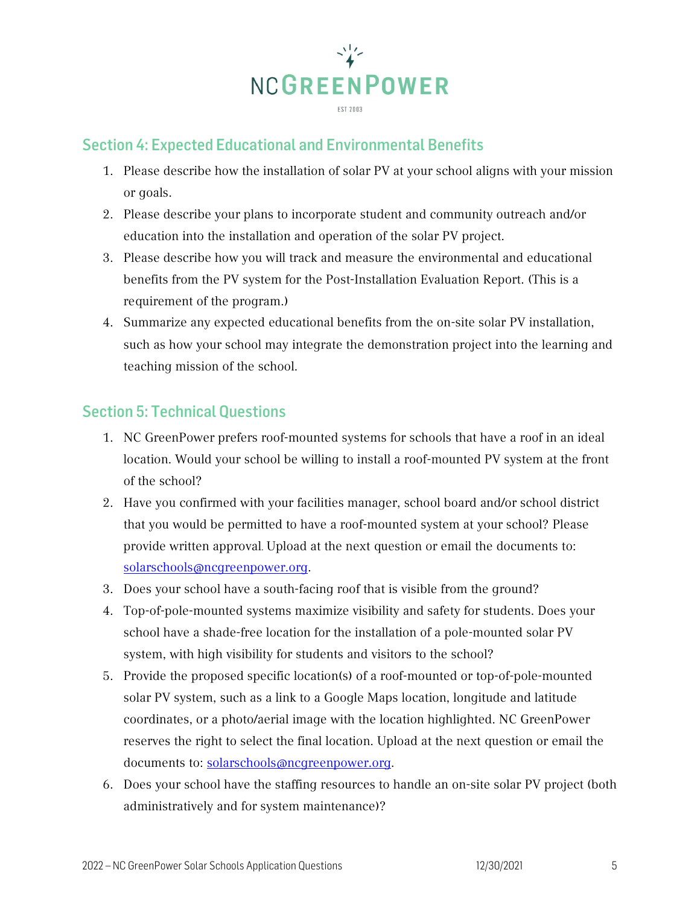## Section 4: Expected Educational and Environmental Benefits

1. Please describe how the installation of solar PV at your school aligns with your mission or goals.
2. Please describe your plans to incorporate student and community outreach and/or education into the installation and operation of the solar PV project.
3. Please describe how you will track and measure the environmental and educational benefits from the PV system for the Post-Installation Evaluation Report. (This is a requirement of the program.)
4. Summarize any expected educational benefits from the on-site solar PV installation, such as how your school may integrate the demonstration project into the learning and teaching mission of the school.

## Section 5: Technical Questions

1. NC GreenPower prefers roof-mounted systems for schools that have a roof in an ideal location. Would your school be willing to install a roof-mounted PV system at the front of the school?
2. Have you confirmed with your facilities manager, school board and/or school district that you would be permitted to have a roof-mounted system at your school? Please provide written approval. Upload at the next question or email the documents to: solarschools@ncgreenpower.org.
3. Does your school have a south-facing roof that is visible from the ground?
4. Top-of-pole-mounted systems maximize visibility and safety for students. Does your school have a shade-free location for the installation of a pole-mounted solar PV system, with high visibility for students and visitors to the school?
5. Provide the proposed specific location(s) of a roof-mounted or top-of-pole-mounted solar PV system, such as a link to a Google Maps location, longitude and latitude coordinates, or a photo/aerial image with the location highlighted. NC GreenPower reserves the right to select the final location. Upload at the next question or email the documents to: solarschools@ncgreenpower.org.
6. Does your school have the staffing resources to handle an on-site solar PV project (both administratively and for system maintenance)?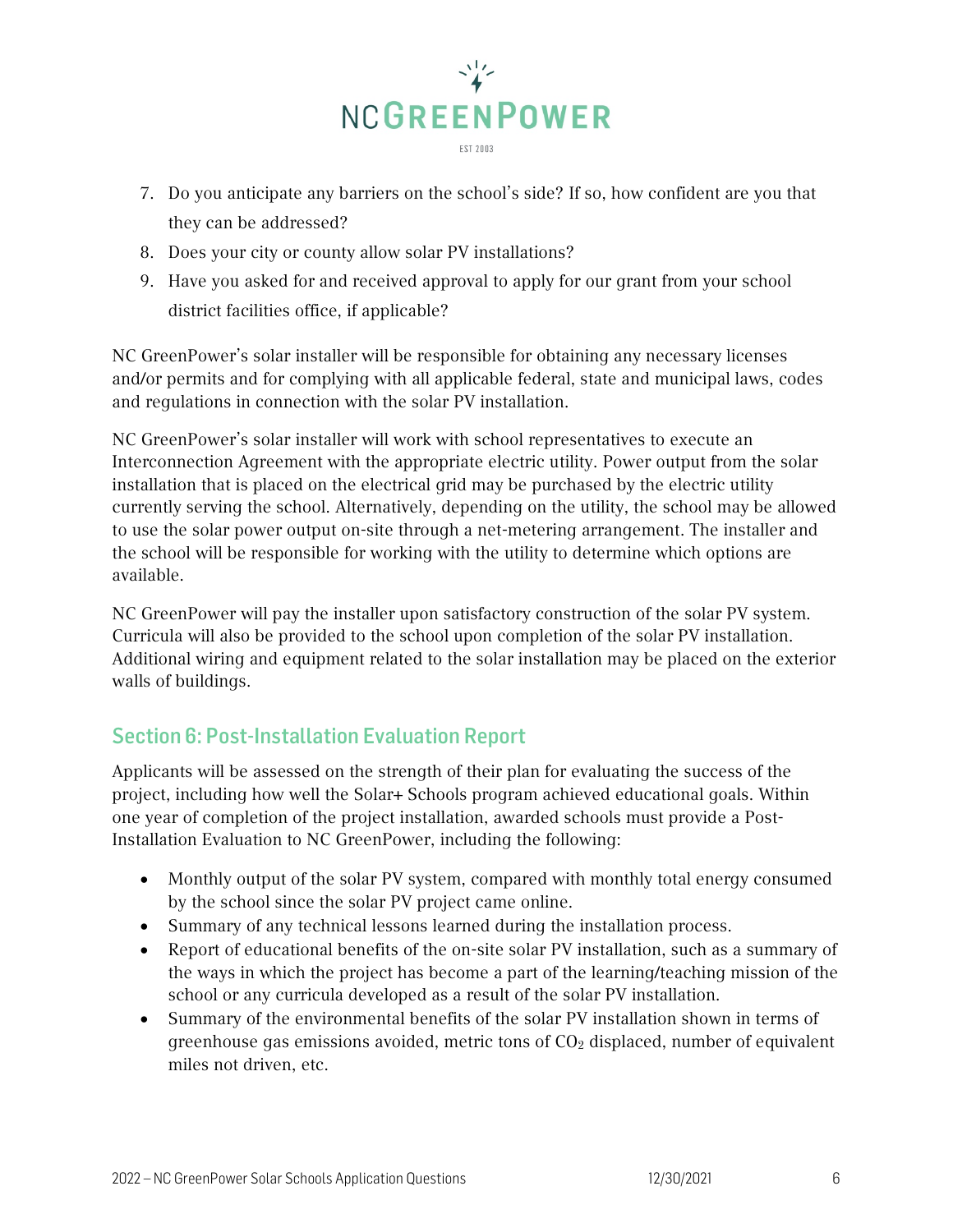7. Do you anticipate any barriers on the school's side? If so, how confident are you that they can be addressed?
8. Does your city or county allow solar PV installations?
9. Have you asked for and received approval to apply for our grant from your school district facilities office, if applicable?

NC GreenPower's solar installer will be responsible for obtaining any necessary licenses and/or permits and for complying with all applicable federal, state and municipal laws, codes and regulations in connection with the solar PV installation.

NC GreenPower's solar installer will work with school representatives to execute an Interconnection Agreement with the appropriate electric utility. Power output from the solar installation that is placed on the electrical grid may be purchased by the electric utility currently serving the school. Alternatively, depending on the utility, the school may be allowed to use the solar power output on-site through a net-metering arrangement. The installer and the school will be responsible for working with the utility to determine which options are available.

NC GreenPower will pay the installer upon satisfactory construction of the solar PV system. Curricula will also be provided to the school upon completion of the solar PV installation. Additional wiring and equipment related to the solar installation may be placed on the exterior walls of buildings.

## Section 6: Post-Installation Evaluation Report

Applicants will be assessed on the strength of their plan for evaluating the success of the project, including how well the Solar+ Schools program achieved educational goals. Within one year of completion of the project installation, awarded schools must provide a Post-Installation Evaluation to NC GreenPower, including the following:

- Monthly output of the solar PV system, compared with monthly total energy consumed by the school since the solar PV project came online.
- Summary of any technical lessons learned during the installation process.
- Report of educational benefits of the on-site solar PV installation, such as a summary of the ways in which the project has become a part of the learning/teaching mission of the school or any curricula developed as a result of the solar PV installation.
- Summary of the environmental benefits of the solar PV installation shown in terms of greenhouse gas emissions avoided, metric tons of $CO_2$ displaced, number of equivalent miles not driven, etc.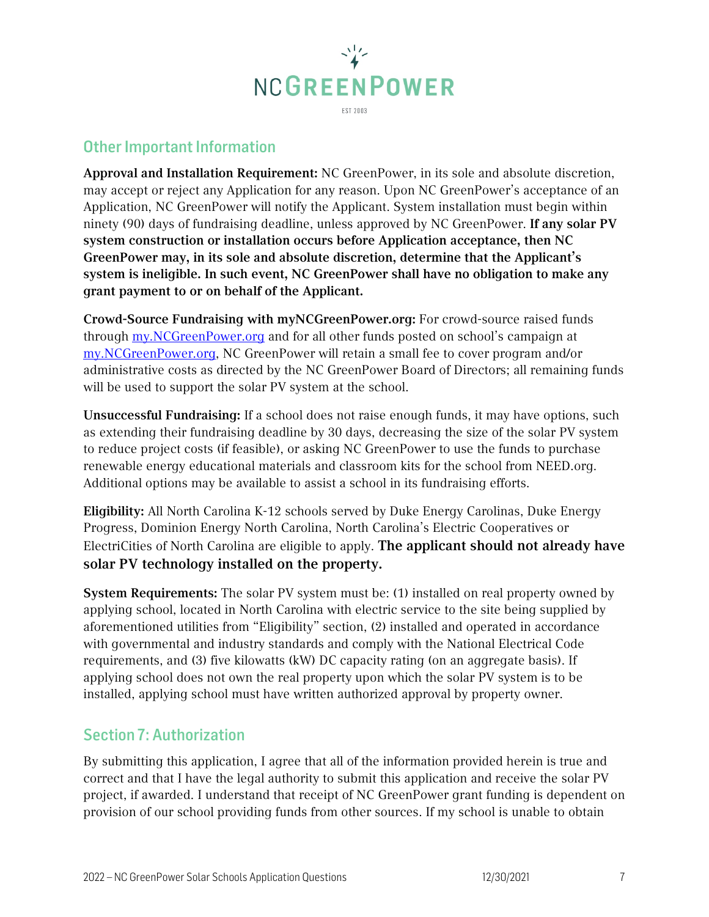## Other Important Information

**Approval and Installation Requirement:** NC GreenPower, in its sole and absolute discretion, may accept or reject any Application for any reason. Upon NC GreenPower's acceptance of an Application, NC GreenPower will notify the Applicant. System installation must begin within ninety (90) days of fundraising deadline, unless approved by NC GreenPower. **If any solar PV system construction or installation occurs before Application acceptance, then NC GreenPower may, in its sole and absolute discretion, determine that the Applicant's system is ineligible. In such event, NC GreenPower shall have no obligation to make any grant payment to or on behalf of the Applicant.**

**Crowd-Source Fundraising with myNCGreenPower.org:** For crowd-source raised funds through [my.NCGreenPower.org](my.NCGreenPower.org) and for all other funds posted on school's campaign at [my.NCGreenPower.org](my.NCGreenPower.org), NC GreenPower will retain a small fee to cover program and/or administrative costs as directed by the NC GreenPower Board of Directors; all remaining funds will be used to support the solar PV system at the school.

**Unsuccessful Fundraising:** If a school does not raise enough funds, it may have options, such as extending their fundraising deadline by 30 days, decreasing the size of the solar PV system to reduce project costs (if feasible), or asking NC GreenPower to use the funds to purchase renewable energy educational materials and classroom kits for the school from NEED.org. Additional options may be available to assist a school in its fundraising efforts.

**Eligibility:** All North Carolina K-12 schools served by Duke Energy Carolinas, Duke Energy Progress, Dominion Energy North Carolina, North Carolina's Electric Cooperatives or ElectriCities of North Carolina are eligible to apply. **The applicant should not already have solar PV technology installed on the property.**

**System Requirements:** The solar PV system must be: (1) installed on real property owned by applying school, located in North Carolina with electric service to the site being supplied by aforementioned utilities from "Eligibility" section, (2) installed and operated in accordance with governmental and industry standards and comply with the National Electrical Code requirements, and (3) five kilowatts (kW) DC capacity rating (on an aggregate basis). If applying school does not own the real property upon which the solar PV system is to be installed, applying school must have written authorized approval by property owner.

## Section 7: Authorization

By submitting this application, I agree that all of the information provided herein is true and correct and that I have the legal authority to submit this application and receive the solar PV project, if awarded. I understand that receipt of NC GreenPower grant funding is dependent on provision of our school providing funds from other sources. If my school is unable to obtain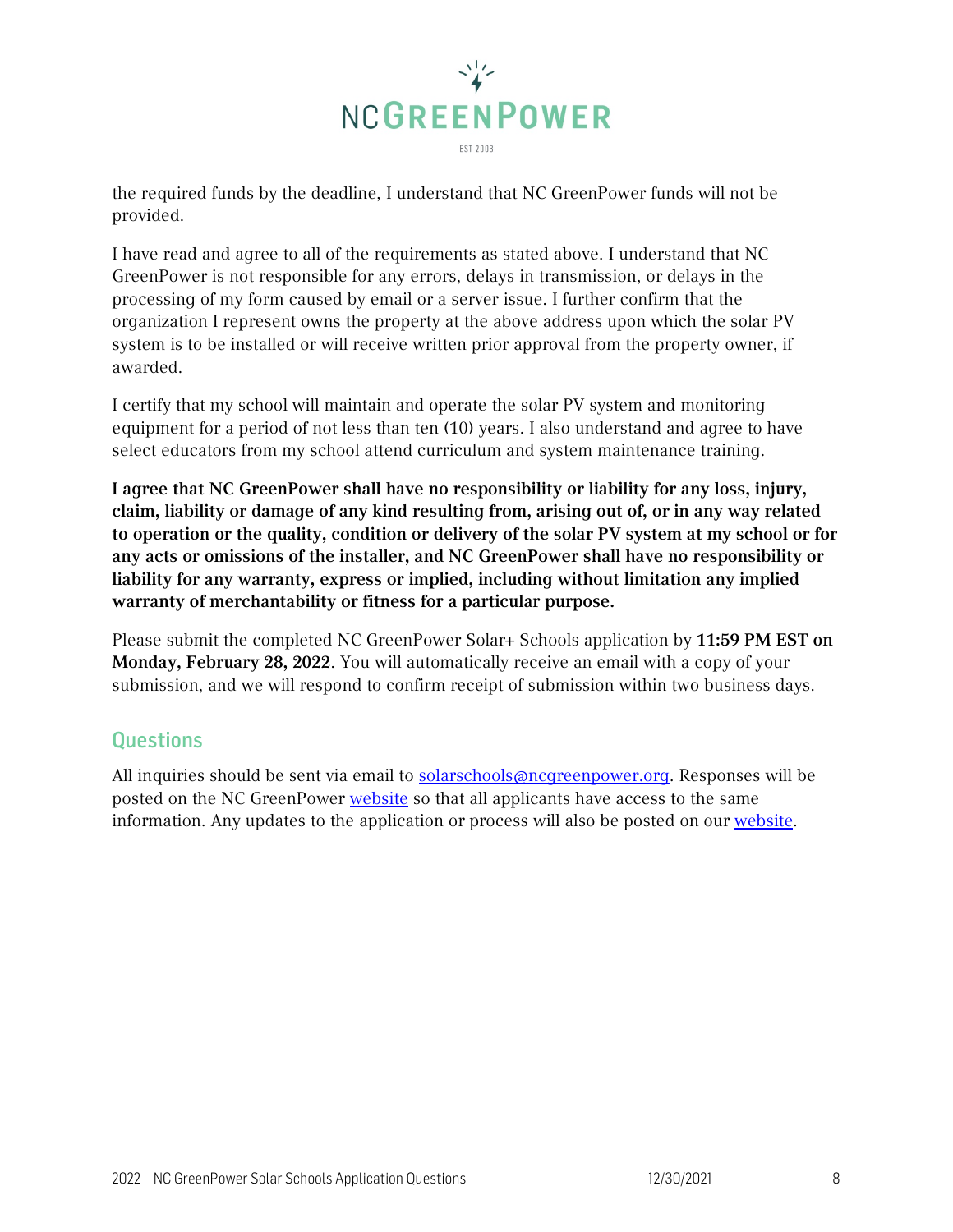the required funds by the deadline, I understand that NC GreenPower funds will not be provided.

I have read and agree to all of the requirements as stated above. I understand that NC GreenPower is not responsible for any errors, delays in transmission, or delays in the processing of my form caused by email or a server issue. I further confirm that the organization I represent owns the property at the above address upon which the solar PV system is to be installed or will receive written prior approval from the property owner, if awarded.

I certify that my school will maintain and operate the solar PV system and monitoring equipment for a period of not less than ten (10) years. I also understand and agree to have select educators from my school attend curriculum and system maintenance training.

**I agree that NC GreenPower shall have no responsibility or liability for any loss, injury, claim, liability or damage of any kind resulting from, arising out of, or in any way related to operation or the quality, condition or delivery of the solar PV system at my school or for any acts or omissions of the installer, and NC GreenPower shall have no responsibility or liability for any warranty, express or implied, including without limitation any implied warranty of merchantability or fitness for a particular purpose.**

Please submit the completed NC GreenPower Solar+ Schools application by **11:59 PM EST on Monday, February 28, 2022**. You will automatically receive an email with a copy of your submission, and we will respond to confirm receipt of submission within two business days.

## Questions

All inquiries should be sent via email to solarschools@ncgreenpower.org. Responses will be posted on the NC GreenPower website so that all applicants have access to the same information. Any updates to the application or process will also be posted on our website.